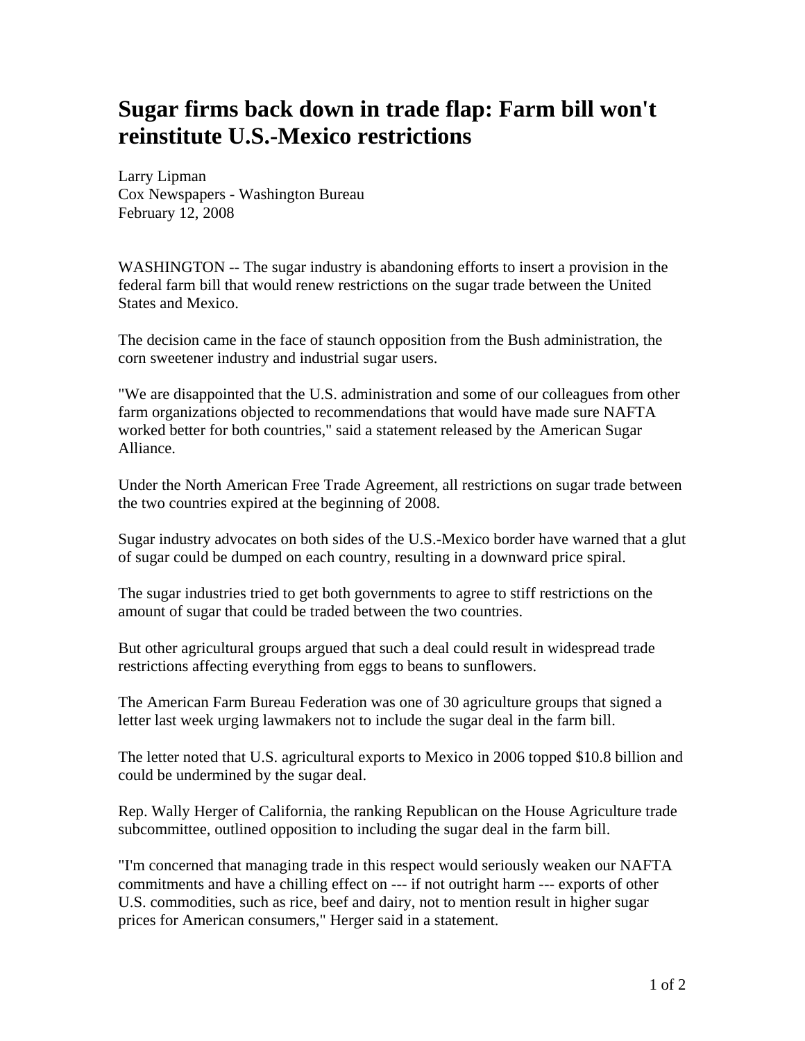# Sugar firms back down in trade flap: Farm bill won't reinstitute U.S.-Mexico restrictions

Larry Lipman
Cox Newspapers - Washington Bureau
February 12, 2008

WASHINGTON -- The sugar industry is abandoning efforts to insert a provision in the federal farm bill that would renew restrictions on the sugar trade between the United States and Mexico.

The decision came in the face of staunch opposition from the Bush administration, the corn sweetener industry and industrial sugar users.

"We are disappointed that the U.S. administration and some of our colleagues from other farm organizations objected to recommendations that would have made sure NAFTA worked better for both countries," said a statement released by the American Sugar Alliance.

Under the North American Free Trade Agreement, all restrictions on sugar trade between the two countries expired at the beginning of 2008.

Sugar industry advocates on both sides of the U.S.-Mexico border have warned that a glut of sugar could be dumped on each country, resulting in a downward price spiral.

The sugar industries tried to get both governments to agree to stiff restrictions on the amount of sugar that could be traded between the two countries.

But other agricultural groups argued that such a deal could result in widespread trade restrictions affecting everything from eggs to beans to sunflowers.

The American Farm Bureau Federation was one of 30 agriculture groups that signed a letter last week urging lawmakers not to include the sugar deal in the farm bill.

The letter noted that U.S. agricultural exports to Mexico in 2006 topped $10.8 billion and could be undermined by the sugar deal.

Rep. Wally Herger of California, the ranking Republican on the House Agriculture trade subcommittee, outlined opposition to including the sugar deal in the farm bill.

"I'm concerned that managing trade in this respect would seriously weaken our NAFTA commitments and have a chilling effect on --- if not outright harm --- exports of other U.S. commodities, such as rice, beef and dairy, not to mention result in higher sugar prices for American consumers," Herger said in a statement.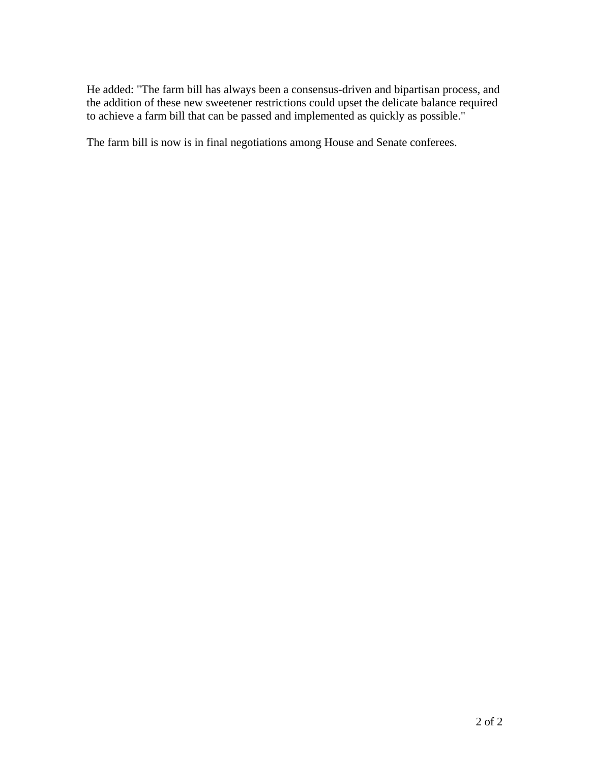He added: "The farm bill has always been a consensus-driven and bipartisan process, and the addition of these new sweetener restrictions could upset the delicate balance required to achieve a farm bill that can be passed and implemented as quickly as possible."

The farm bill is now is in final negotiations among House and Senate conferees.